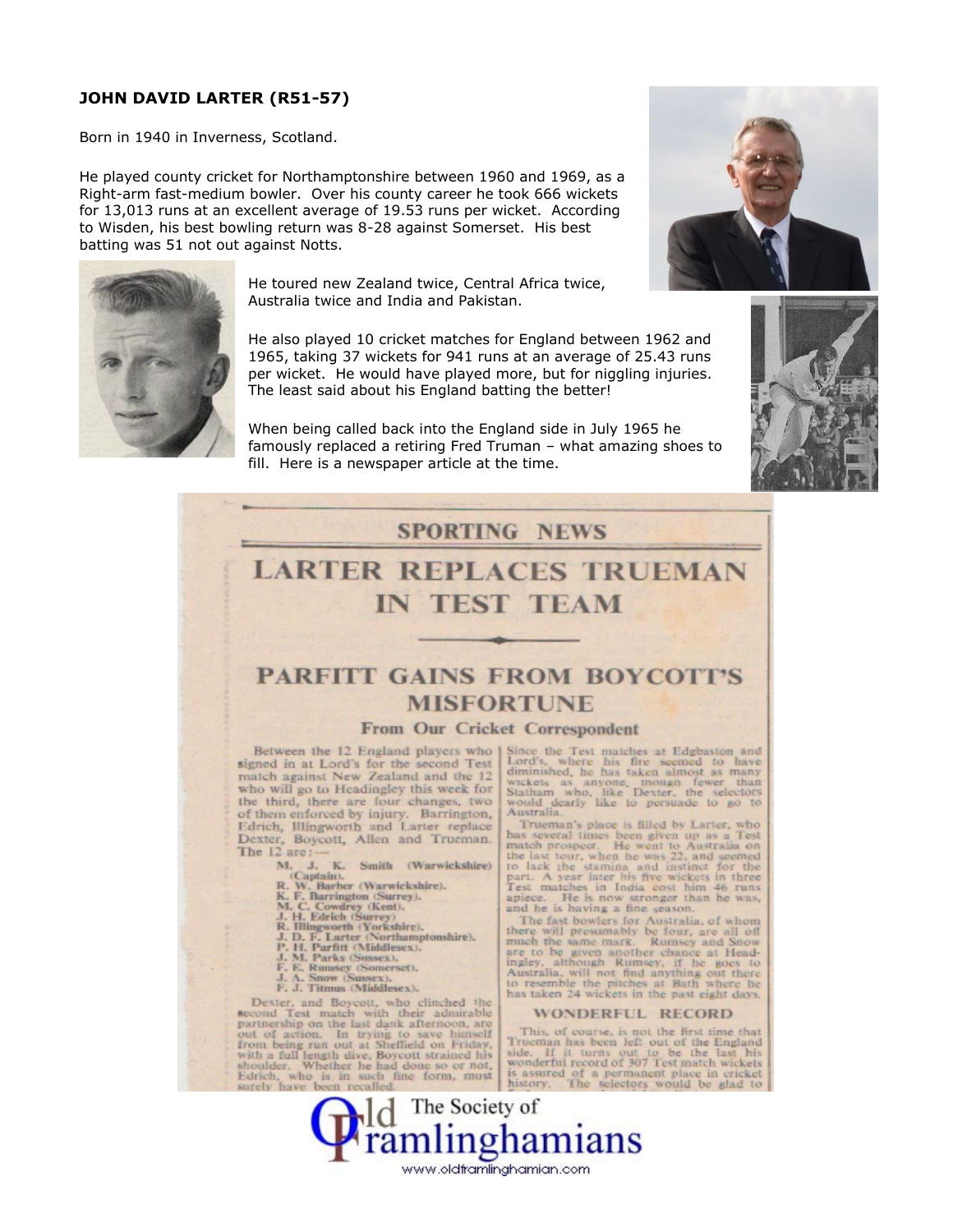**JOHN DAVID LARTER (R51-57)**

Born in 1940 in Inverness, Scotland.

He played county cricket for Northamptonshire between 1960 and 1969, as a Right-arm fast-medium bowler. Over his county career he took 666 wickets for 13,013 runs at an excellent average of 19.53 runs per wicket. According to Wisden, his best bowling return was 8-28 against Somerset. His best batting was 51 not out against Notts.

He toured new Zealand twice, Central Africa twice, Australia twice and India and Pakistan.

He also played 10 cricket matches for England between 1962 and 1965, taking 37 wickets for 941 runs at an average of 25.43 runs per wicket. He would have played more, but for niggling injuries. The least said about his England batting the better!

When being called back into the England side in July 1965 he famously replaced a retiring Fred Truman – what amazing shoes to fill. Here is a newspaper article at the time.

## SPORTING NEWS

# LARTER REPLACES TRUEMAN IN TEST TEAM

## PARFITT GAINS FROM BOYCOTT'S MISFORTUNE

### From Our Cricket Correspondent

Between the 12 England players who signed in at Lord's for the second Test match against New Zealand and the 12 who will go to Headingley this week for the third, there are four changes, two of them enforced by injury. Barrington, Edrich, Illingworth and Larter replace Dexter, Boycott, Allen and Trueman. The 12 are:—

- M. J. K. Smith (Warwickshire) (Captain).
- R. W. Barber (Warwickshire).
- K. F. Barrington (Surrey).
- M. C. Cowdrey (Kent).
- J. H. Edrich (Surrey).
- R. Illingworth (Yorkshire).
- J. D. F. Larter (Northamptonshire).
- P. H. Parfitt (Middlesex).
- J. M. Parks (Sussex).
- F. E. Rumsey (Somerset).
- J. A. Snow (Sussex).
- F. J. Titmus (Middlesex).

Dexter, and Boycott, who clinched the second Test match with their admirable partnership on the last dank afternoon, are out of action. In trying to save himself from being run out at Sheffield on Friday, with a full length dive, Boycott strained his shoulder. Whether he had done so or not, Edrich, who is in such fine form, must surely have been recalled.

Since the Test matches at Edgbaston and Lord's, where his fire seemed to have diminished, he has taken almost as many wickets as anyone, though fewer than Statham who, like Dexter, the selectors would dearly like to persuade to go to Australia.

Trueman's place is filled by Larter, who has several times been given up as a Test match prospect. He went to Australia on the last tour, when he was 22, and seemed to lack the stamina and instinct for the part. A year later his five wickets in three Test matches in India cost him 46 runs apiece. He is now stronger than he was, and he is having a fine season.

The fast bowlers for Australia, of whom there will presumably be four, are all off much the same mark. Rumsey and Snow are to be given another chance at Headingley, although Rumsey, if he goes to Australia, will not find anything out there to resemble the pitches at Bath where he has taken 24 wickets in the past eight days.

#### WONDERFUL RECORD

This, of course, is not the first time that Trueman has been left out of the England side. If it turns out to be the last his wonderful record of 307 Test match wickets is assured of a permanent place in cricket history. The selectors would be glad to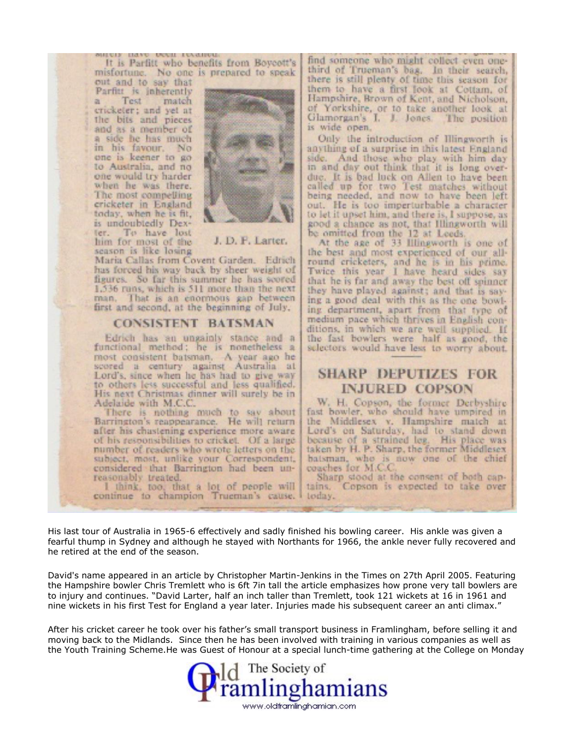surely have been recalled.

It is Parfitt who benefits from Boycott's misfortune. No one is prepared to speak out and to say that Parfitt is inherently a Test match cricketer; and yet at the bits and pieces and as a member of a side he has much in his favour. No one is keener to go to Australia, and no one would try harder when he was there. The most compelling cricketer in England today, when he is fit, is undoubtedly Dexter. To have lost him for most of the season is like losing Maria Callas from Covent Garden. Edrich has forced his way back by sheer weight of figures. So far this summer he has scored 1,536 runs, which is 511 more than the next man. That is an enormous gap between first and second, at the beginning of July.

J. D. F. Larter.

## CONSISTENT BATSMAN

Edrich has an ungainly stance and a functional method; he is nonetheless a most consistent batsman. A year ago he scored a century against Australia at Lord's, since when he has had to give way to others less successful and less qualified. His next Christmas dinner will surely be in Adelaide with M.C.C.

There is nothing much to say about Barrington's reappearance. He will return after his chastening experience more aware of his responsibilities to cricket. Of a large number of readers who wrote letters on the subject, most, unlike your Correspondent, considered that Barrington had been unreasonably treated.

I think, too, that a lot of people will continue to champion Trueman's cause. ... find someone who might collect even one-third of Trueman's bag. In their search, there is still plenty of time this season for them to have a first look at Cottam, of Hampshire, Brown of Kent, and Nicholson, of Yorkshire, or to take another look at Glamorgan's I. J. Jones. The position is wide open.

Only the introduction of Illingworth is anything of a surprise in this latest England side. And those who play with him day in and day out think that it is long overdue. It is bad luck on Allen to have been called up for two Test matches without being needed, and now to have been left out. He is too imperturbable a character to let it upset him, and there is, I suppose, as good a chance as not, that Illingworth will be omitted from the 12 at Leeds.

At the age of 33 Illingworth is one of the best and most experienced of our all-round cricketers, and he is in his prime. Twice this year I have heard sides say that he is far and away the best off spinner they have played against; and that is saying a good deal with this as the one bowling department, apart from that type of medium pace which thrives in English conditions, in which we are well supplied. If the fast bowlers were half as good, the selectors would have less to worry about.

## SHARP DEPUTIZES FOR INJURED COPSON

W. H. Copson, the former Derbyshire fast bowler, who should have umpired in the Middlesex v. Hampshire match at Lord's on Saturday, had to stand down because of a strained leg. His place was taken by H. P. Sharp, the former Middlesex batsman, who is now one of the chief coaches for M.C.C.

Sharp stood at the consent of both captains. Copson is expected to take over today.

His last tour of Australia in 1965-6 effectively and sadly finished his bowling career. His ankle was given a fearful thump in Sydney and although he stayed with Northants for 1966, the ankle never fully recovered and he retired at the end of the season.

David's name appeared in an article by Christopher Martin-Jenkins in the Times on 27th April 2005. Featuring the Hampshire bowler Chris Tremlett who is 6ft 7in tall the article emphasizes how prone very tall bowlers are to injury and continues. "David Larter, half an inch taller than Tremlett, took 121 wickets at 16 in 1961 and nine wickets in his first Test for England a year later. Injuries made his subsequent career an anti climax."

After his cricket career he took over his father's small transport business in Framlingham, before selling it and moving back to the Midlands. Since then he has been involved with training in various companies as well as the Youth Training Scheme.He was Guest of Honour at a special lunch-time gathering at the College on Monday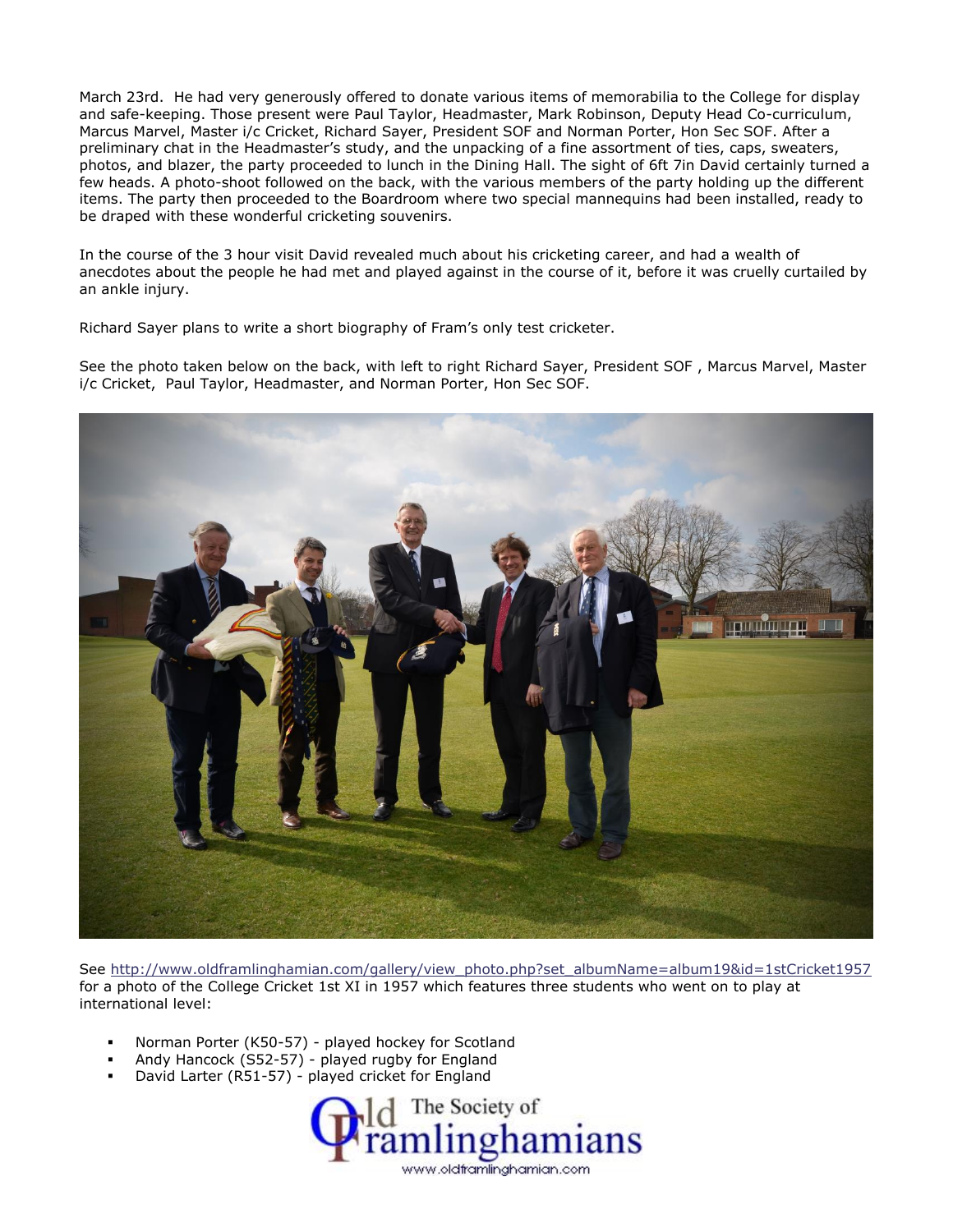March 23rd. He had very generously offered to donate various items of memorabilia to the College for display and safe-keeping. Those present were Paul Taylor, Headmaster, Mark Robinson, Deputy Head Co-curriculum, Marcus Marvel, Master i/c Cricket, Richard Sayer, President SOF and Norman Porter, Hon Sec SOF. After a preliminary chat in the Headmaster's study, and the unpacking of a fine assortment of ties, caps, sweaters, photos, and blazer, the party proceeded to lunch in the Dining Hall. The sight of 6ft 7in David certainly turned a few heads. A photo-shoot followed on the back, with the various members of the party holding up the different items. The party then proceeded to the Boardroom where two special mannequins had been installed, ready to be draped with these wonderful cricketing souvenirs.

In the course of the 3 hour visit David revealed much about his cricketing career, and had a wealth of anecdotes about the people he had met and played against in the course of it, before it was cruelly curtailed by an ankle injury.

Richard Sayer plans to write a short biography of Fram's only test cricketer.

See the photo taken below on the back, with left to right Richard Sayer, President SOF , Marcus Marvel, Master i/c Cricket, Paul Taylor, Headmaster, and Norman Porter, Hon Sec SOF.

See http://www.oldframlinghamian.com/gallery/view_photo.php?set_albumName=album19&id=1stCricket1957 for a photo of the College Cricket 1st XI in 1957 which features three students who went on to play at international level:

- Norman Porter (K50-57) - played hockey for Scotland
- Andy Hancock (S52-57) - played rugby for England
- David Larter (R51-57) - played cricket for England

Old Framlinghamians
The Society of
www.oldframlinghamian.com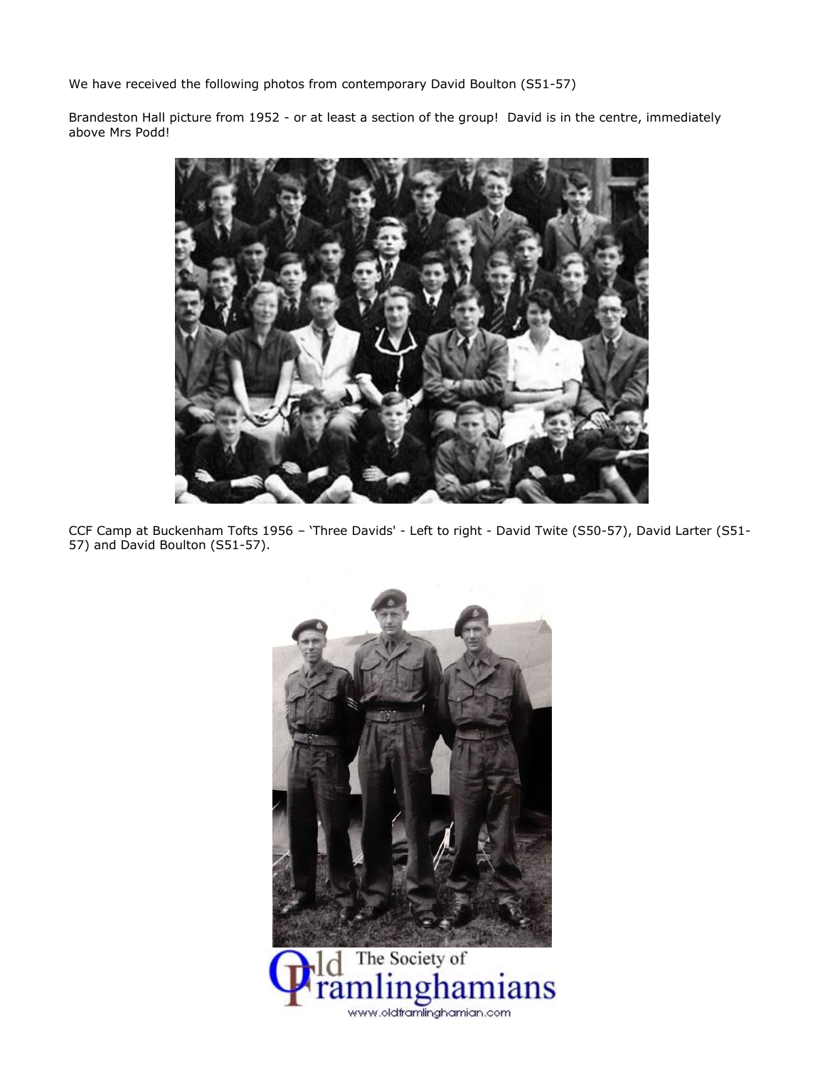We have received the following photos from contemporary David Boulton (S51-57)

Brandeston Hall picture from 1952 - or at least a section of the group! David is in the centre, immediately above Mrs Podd!

CCF Camp at Buckenham Tofts 1956 – 'Three Davids' - Left to right - David Twite (S50-57), David Larter (S51-57) and David Boulton (S51-57).